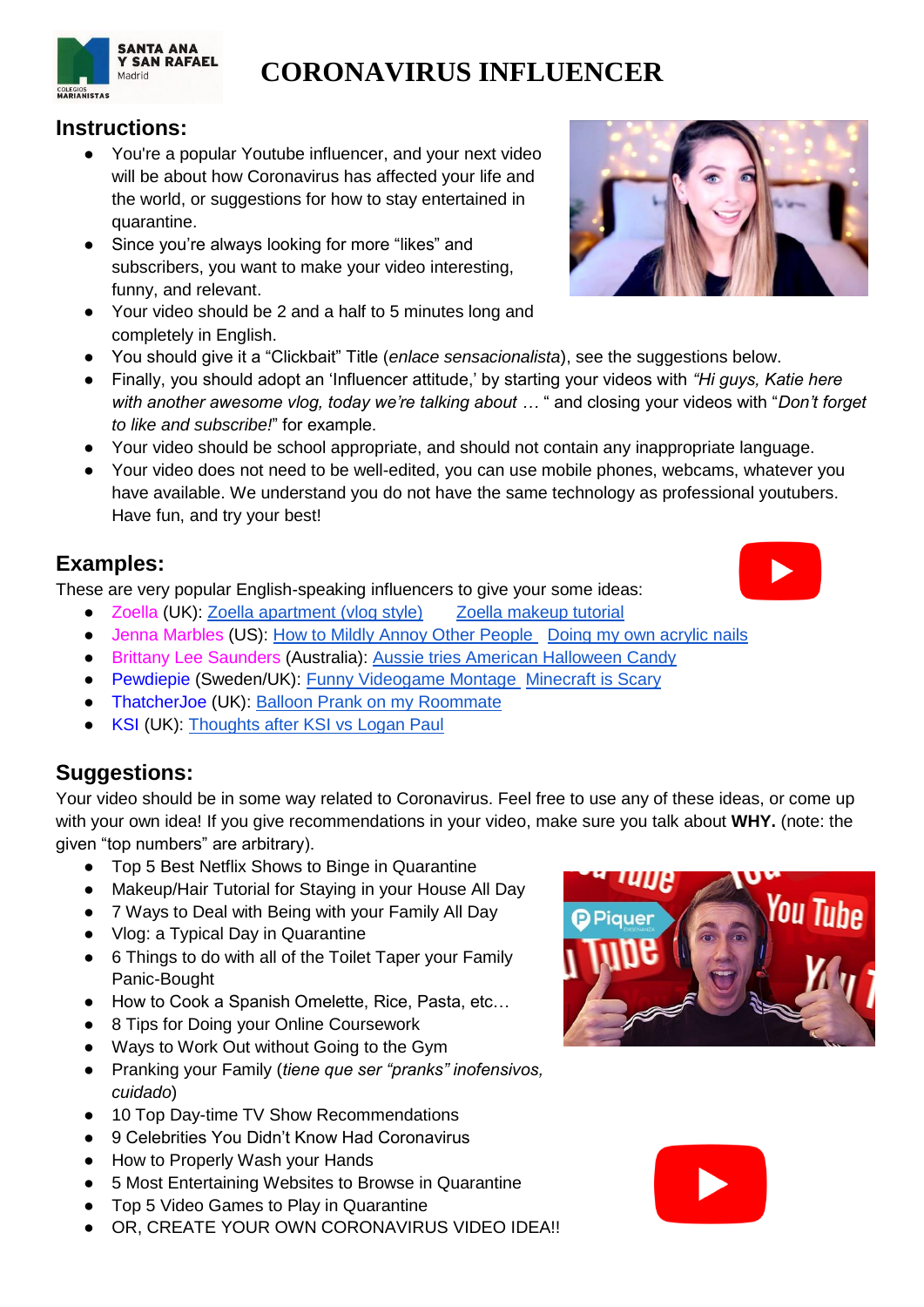SANTA ANA Y SAN RAFAEL Madrid
COLEGIOS MARIANISTAS

# CORONAVIRUS INFLUENCER

## Instructions:

- You're a popular Youtube influencer, and your next video will be about how Coronavirus has affected your life and the world, or suggestions for how to stay entertained in quarantine.
- Since you're always looking for more "likes" and subscribers, you want to make your video interesting, funny, and relevant.
- Your video should be 2 and a half to 5 minutes long and completely in English.
- You should give it a "Clickbait" Title (*enlace sensacionalista*), see the suggestions below.
- Finally, you should adopt an 'Influencer attitude,' by starting your videos with *"Hi guys, Katie here with another awesome vlog, today we're talking about …* " and closing your videos with "*Don't forget to like and subscribe!*" for example.
- Your video should be school appropriate, and should not contain any inappropriate language.
- Your video does not need to be well-edited, you can use mobile phones, webcams, whatever you have available. We understand you do not have the same technology as professional youtubers. Have fun, and try your best!

## Examples:

These are very popular English-speaking influencers to give your some ideas:

- Zoella (UK): Zoella apartment (vlog style) Zoella makeup tutorial
- Jenna Marbles (US): How to Mildly Annoy Other People Doing my own acrylic nails
- Brittany Lee Saunders (Australia): Aussie tries American Halloween Candy
- Pewdiepie (Sweden/UK): Funny Videogame Montage Minecraft is Scary
- ThatcherJoe (UK): Balloon Prank on my Roommate
- KSI (UK): Thoughts after KSI vs Logan Paul

## Suggestions:

Your video should be in some way related to Coronavirus. Feel free to use any of these ideas, or come up with your own idea! If you give recommendations in your video, make sure you talk about **WHY.** (note: the given "top numbers" are arbitrary).

- Top 5 Best Netflix Shows to Binge in Quarantine
- Makeup/Hair Tutorial for Staying in your House All Day
- 7 Ways to Deal with Being with your Family All Day
- Vlog: a Typical Day in Quarantine
- 6 Things to do with all of the Toilet Taper your Family Panic-Bought
- How to Cook a Spanish Omelette, Rice, Pasta, etc…
- 8 Tips for Doing your Online Coursework
- Ways to Work Out without Going to the Gym
- Pranking your Family (*tiene que ser "pranks" inofensivos, cuidado*)
- 10 Top Day-time TV Show Recommendations
- 9 Celebrities You Didn't Know Had Coronavirus
- How to Properly Wash your Hands
- 5 Most Entertaining Websites to Browse in Quarantine
- Top 5 Video Games to Play in Quarantine
- OR, CREATE YOUR OWN CORONAVIRUS VIDEO IDEA!!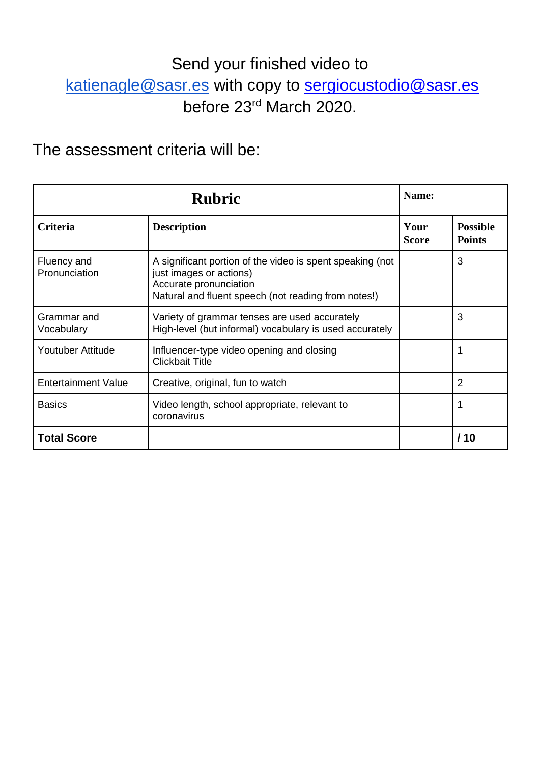Send your finished video to
katienagle@sasr.es with copy to sergiocustodio@sasr.es
before 23rd March 2020.

The assessment criteria will be:

| **Rubric** | | **Name:** | |
|---|---|---|---|
| **Criteria** | **Description** | **Your Score** | **Possible Points** |
| Fluency and Pronunciation | A significant portion of the video is spent speaking (not just images or actions)<br>Accurate pronunciation<br>Natural and fluent speech (not reading from notes!) | | 3 |
| Grammar and Vocabulary | Variety of grammar tenses are used accurately<br>High-level (but informal) vocabulary is used accurately | | 3 |
| Youtuber Attitude | Influencer-type video opening and closing<br>Clickbait Title | | 1 |
| Entertainment Value | Creative, original, fun to watch | | 2 |
| Basics | Video length, school appropriate, relevant to coronavirus | | 1 |
| **Total Score** | | | **/ 10** |